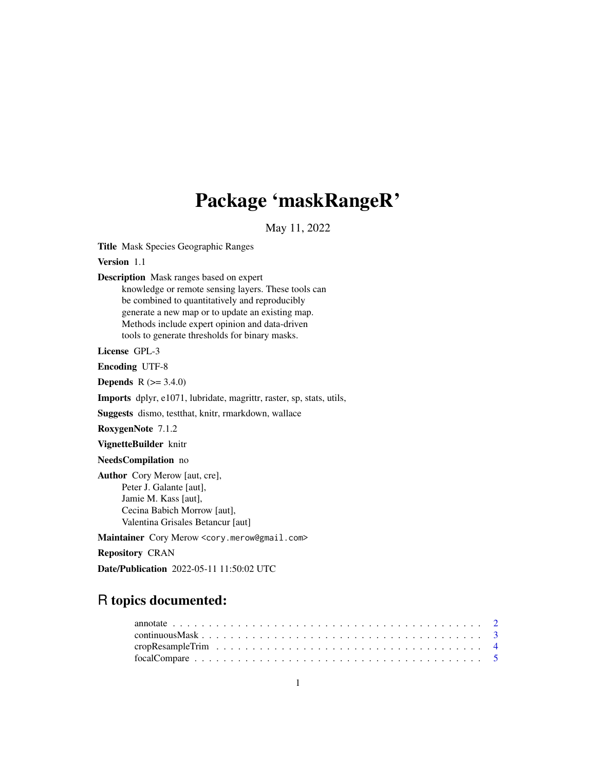# Package 'maskRangeR'

May 11, 2022

**Title** Mask Species Geographic Ranges

**Version** 1.1

**Description** Mask ranges based on expert knowledge or remote sensing layers. These tools can be combined to quantitatively and reproducibly generate a new map or to update an existing map. Methods include expert opinion and data-driven tools to generate thresholds for binary masks.

**License** GPL-3

**Encoding** UTF-8

**Depends** R (>= 3.4.0)

**Imports** dplyr, e1071, lubridate, magrittr, raster, sp, stats, utils,

**Suggests** dismo, testthat, knitr, rmarkdown, wallace

**RoxygenNote** 7.1.2

**VignetteBuilder** knitr

**NeedsCompilation** no

**Author** Cory Merow [aut, cre],
Peter J. Galante [aut],
Jamie M. Kass [aut],
Cecina Babich Morrow [aut],
Valentina Grisales Betancur [aut]

**Maintainer** Cory Merow <cory.merow@gmail.com>

**Repository** CRAN

**Date/Publication** 2022-05-11 11:50:02 UTC

## R topics documented:

annotate . . . . . . . . . . . . . . . . . . . . . . . . . . . . . . . . . . . . . . . . . . . 2
continuousMask . . . . . . . . . . . . . . . . . . . . . . . . . . . . . . . . . . . . . . . 3
cropResampleTrim . . . . . . . . . . . . . . . . . . . . . . . . . . . . . . . . . . . . . 4
focalCompare . . . . . . . . . . . . . . . . . . . . . . . . . . . . . . . . . . . . . . . . 5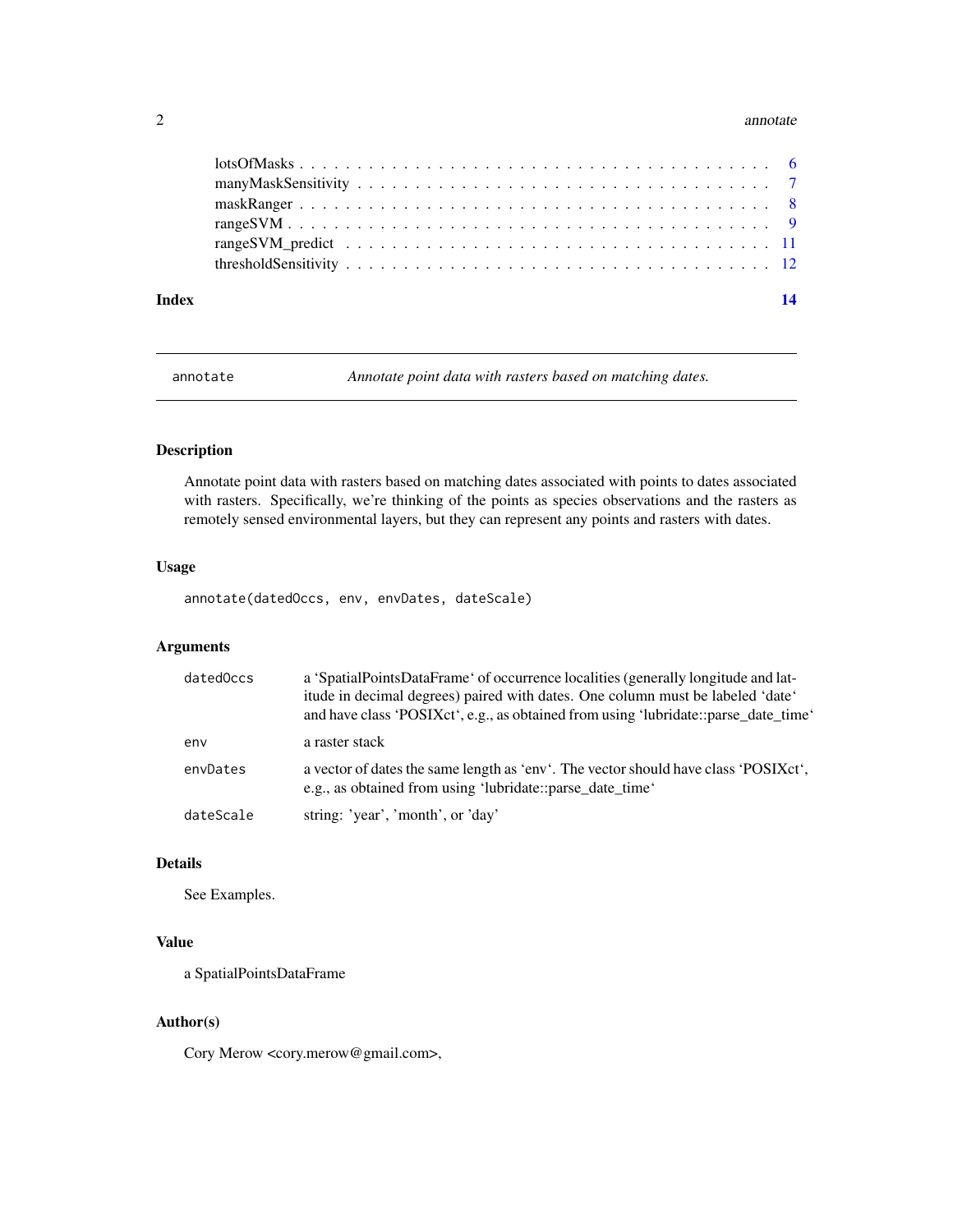lotsOfMasks . . . . . . . . . . . . . . . . . . . . . . . . . . . . . . . . . . . . . . . 6
manyMaskSensitivity . . . . . . . . . . . . . . . . . . . . . . . . . . . . . . . . . . . 7
maskRanger . . . . . . . . . . . . . . . . . . . . . . . . . . . . . . . . . . . . . . . 8
rangeSVM . . . . . . . . . . . . . . . . . . . . . . . . . . . . . . . . . . . . . . . . 9
rangeSVM_predict . . . . . . . . . . . . . . . . . . . . . . . . . . . . . . . . . . . . 11
thresholdSensitivity . . . . . . . . . . . . . . . . . . . . . . . . . . . . . . . . . . . 12

**Index** **14**

---

`annotate` *Annotate point data with rasters based on matching dates.*

---

## Description

Annotate point data with rasters based on matching dates associated with points to dates associated with rasters. Specifically, we're thinking of the points as species observations and the rasters as remotely sensed environmental layers, but they can represent any points and rasters with dates.

## Usage

```
annotate(datedOccs, env, envDates, dateScale)
```

## Arguments

| | |
|---|---|
| `datedOccs` | a 'SpatialPointsDataFrame' of occurrence localities (generally longitude and latitude in decimal degrees) paired with dates. One column must be labeled 'date' and have class 'POSIXct', e.g., as obtained from using 'lubridate::parse_date_time' |
| `env` | a raster stack |
| `envDates` | a vector of dates the same length as 'env'. The vector should have class 'POSIXct', e.g., as obtained from using 'lubridate::parse_date_time' |
| `dateScale` | string: 'year', 'month', or 'day' |

## Details

See Examples.

## Value

a SpatialPointsDataFrame

## Author(s)

Cory Merow <cory.merow@gmail.com>,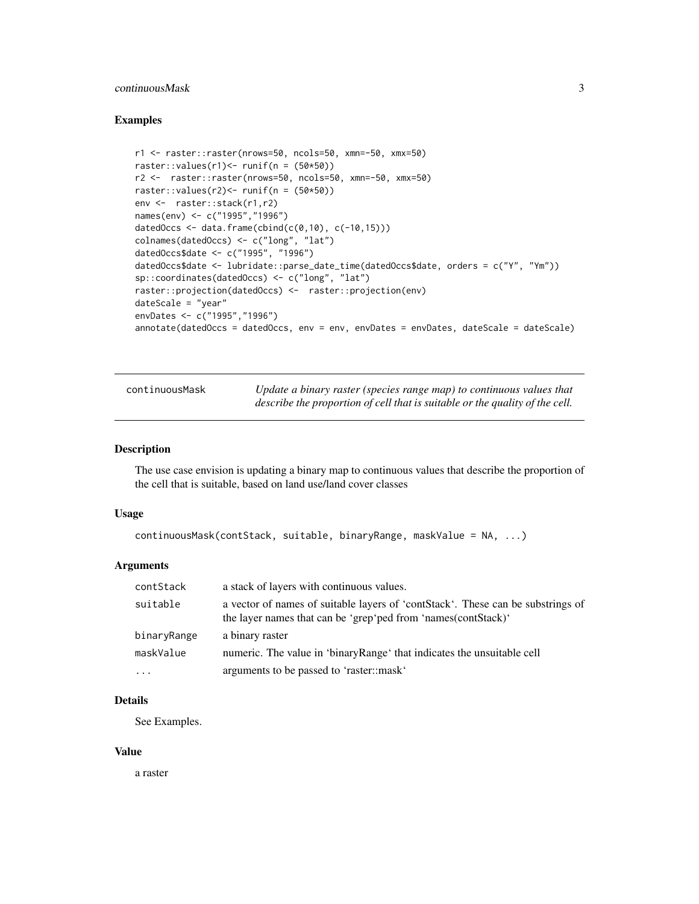### Examples

```
r1 <- raster::raster(nrows=50, ncols=50, xmn=-50, xmx=50)
raster::values(r1)<- runif(n = (50*50))
r2 <-  raster::raster(nrows=50, ncols=50, xmn=-50, xmx=50)
raster::values(r2)<- runif(n = (50*50))
env <-  raster::stack(r1,r2)
names(env) <- c("1995","1996")
datedOccs <- data.frame(cbind(c(0,10), c(-10,15)))
colnames(datedOccs) <- c("long", "lat")
datedOccs$date <- c("1995", "1996")
datedOccs$date <- lubridate::parse_date_time(datedOccs$date, orders = c("Y", "Ym"))
sp::coordinates(datedOccs) <- c("long", "lat")
raster::projection(datedOccs) <-  raster::projection(env)
dateScale = "year"
envDates <- c("1995","1996")
annotate(datedOccs = datedOccs, env = env, envDates = envDates, dateScale = dateScale)
```

---

## continuousMask — *Update a binary raster (species range map) to continuous values that describe the proportion of cell that is suitable or the quality of the cell.*

---

### Description

The use case envision is updating a binary map to continuous values that describe the proportion of the cell that is suitable, based on land use/land cover classes

### Usage

```
continuousMask(contStack, suitable, binaryRange, maskValue = NA, ...)
```

### Arguments

| | |
|---|---|
| contStack | a stack of layers with continuous values. |
| suitable | a vector of names of suitable layers of 'contStack'. These can be substrings of the layer names that can be 'grep'ped from 'names(contStack)' |
| binaryRange | a binary raster |
| maskValue | numeric. The value in 'binaryRange' that indicates the unsuitable cell |
| ... | arguments to be passed to 'raster::mask' |

### Details

See Examples.

### Value

a raster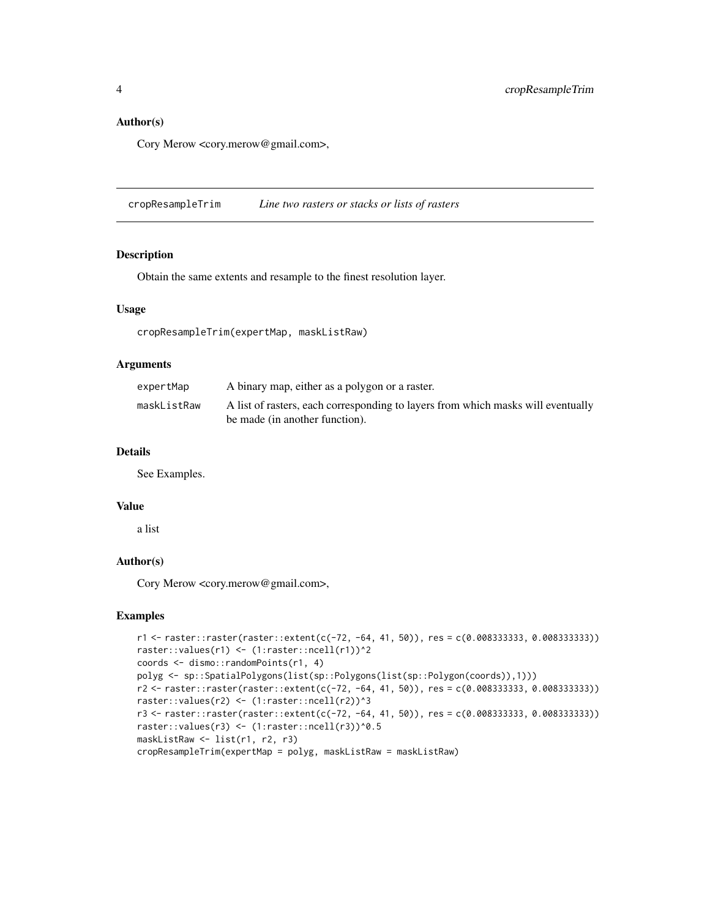### Author(s)

Cory Merow <cory.merow@gmail.com>,

## cropResampleTrim *Line two rasters or stacks or lists of rasters*

### Description

Obtain the same extents and resample to the finest resolution layer.

### Usage

```
cropResampleTrim(expertMap, maskListRaw)
```

### Arguments

| | |
|---|---|
| expertMap | A binary map, either as a polygon or a raster. |
| maskListRaw | A list of rasters, each corresponding to layers from which masks will eventually be made (in another function). |

### Details

See Examples.

### Value

a list

### Author(s)

Cory Merow <cory.merow@gmail.com>,

### Examples

```
r1 <- raster::raster(raster::extent(c(-72, -64, 41, 50)), res = c(0.008333333, 0.008333333))
raster::values(r1) <- (1:raster::ncell(r1))^2
coords <- dismo::randomPoints(r1, 4)
polyg <- sp::SpatialPolygons(list(sp::Polygons(list(sp::Polygon(coords)),1)))
r2 <- raster::raster(raster::extent(c(-72, -64, 41, 50)), res = c(0.008333333, 0.008333333))
raster::values(r2) <- (1:raster::ncell(r2))^3
r3 <- raster::raster(raster::extent(c(-72, -64, 41, 50)), res = c(0.008333333, 0.008333333))
raster::values(r3) <- (1:raster::ncell(r3))^0.5
maskListRaw <- list(r1, r2, r3)
cropResampleTrim(expertMap = polyg, maskListRaw = maskListRaw)
```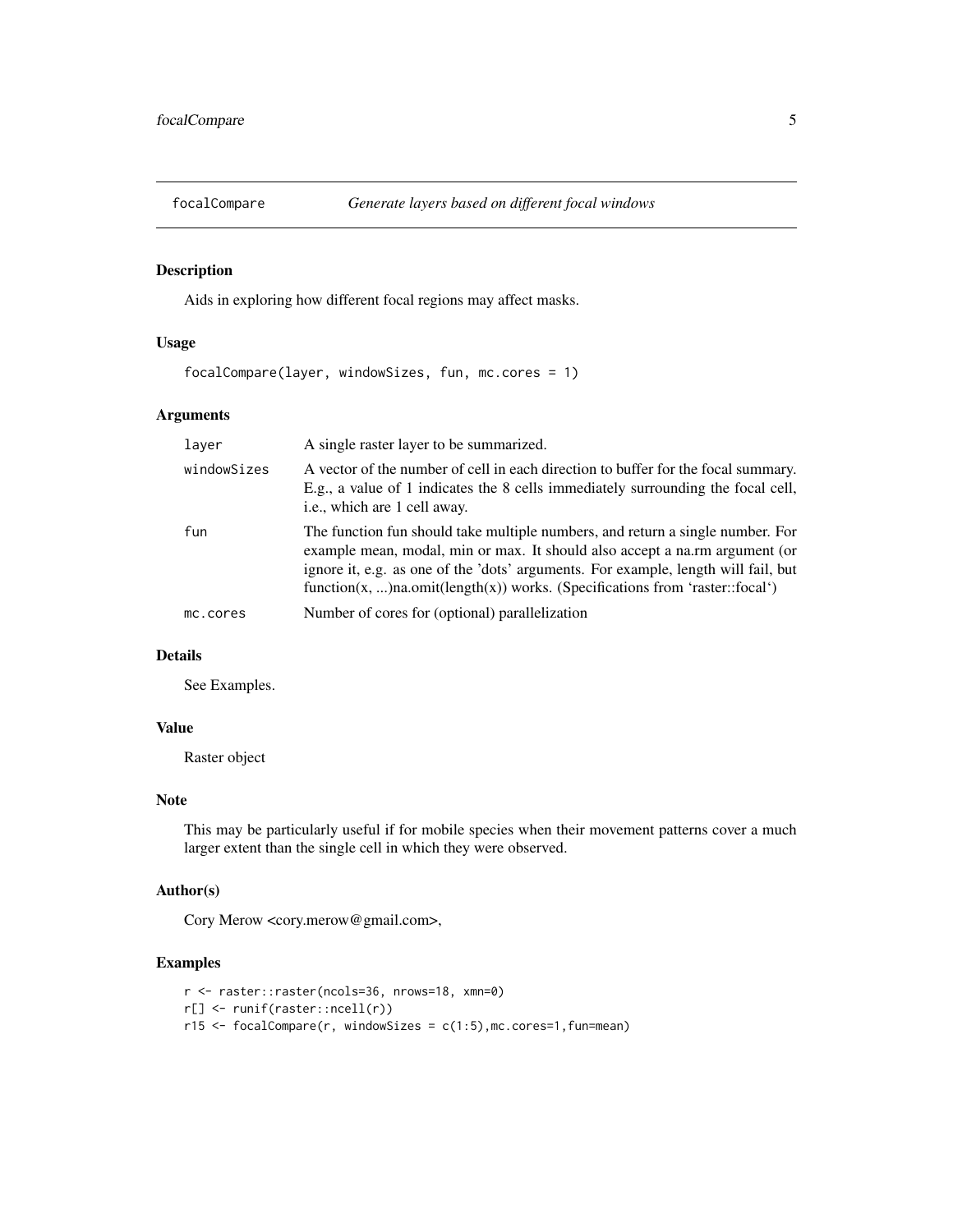# focalCompare — *Generate layers based on different focal windows*

## Description

Aids in exploring how different focal regions may affect masks.

## Usage

```
focalCompare(layer, windowSizes, fun, mc.cores = 1)
```

## Arguments

| | |
|---|---|
| layer | A single raster layer to be summarized. |
| windowSizes | A vector of the number of cell in each direction to buffer for the focal summary. E.g., a value of 1 indicates the 8 cells immediately surrounding the focal cell, i.e., which are 1 cell away. |
| fun | The function fun should take multiple numbers, and return a single number. For example mean, modal, min or max. It should also accept a na.rm argument (or ignore it, e.g. as one of the 'dots' arguments. For example, length will fail, but function(x, ...)na.omit(length(x)) works. (Specifications from 'raster::focal') |
| mc.cores | Number of cores for (optional) parallelization |

## Details

See Examples.

## Value

Raster object

## Note

This may be particularly useful if for mobile species when their movement patterns cover a much larger extent than the single cell in which they were observed.

## Author(s)

Cory Merow <cory.merow@gmail.com>,

## Examples

```
r <- raster::raster(ncols=36, nrows=18, xmn=0)
r[] <- runif(raster::ncell(r))
r15 <- focalCompare(r, windowSizes = c(1:5),mc.cores=1,fun=mean)
```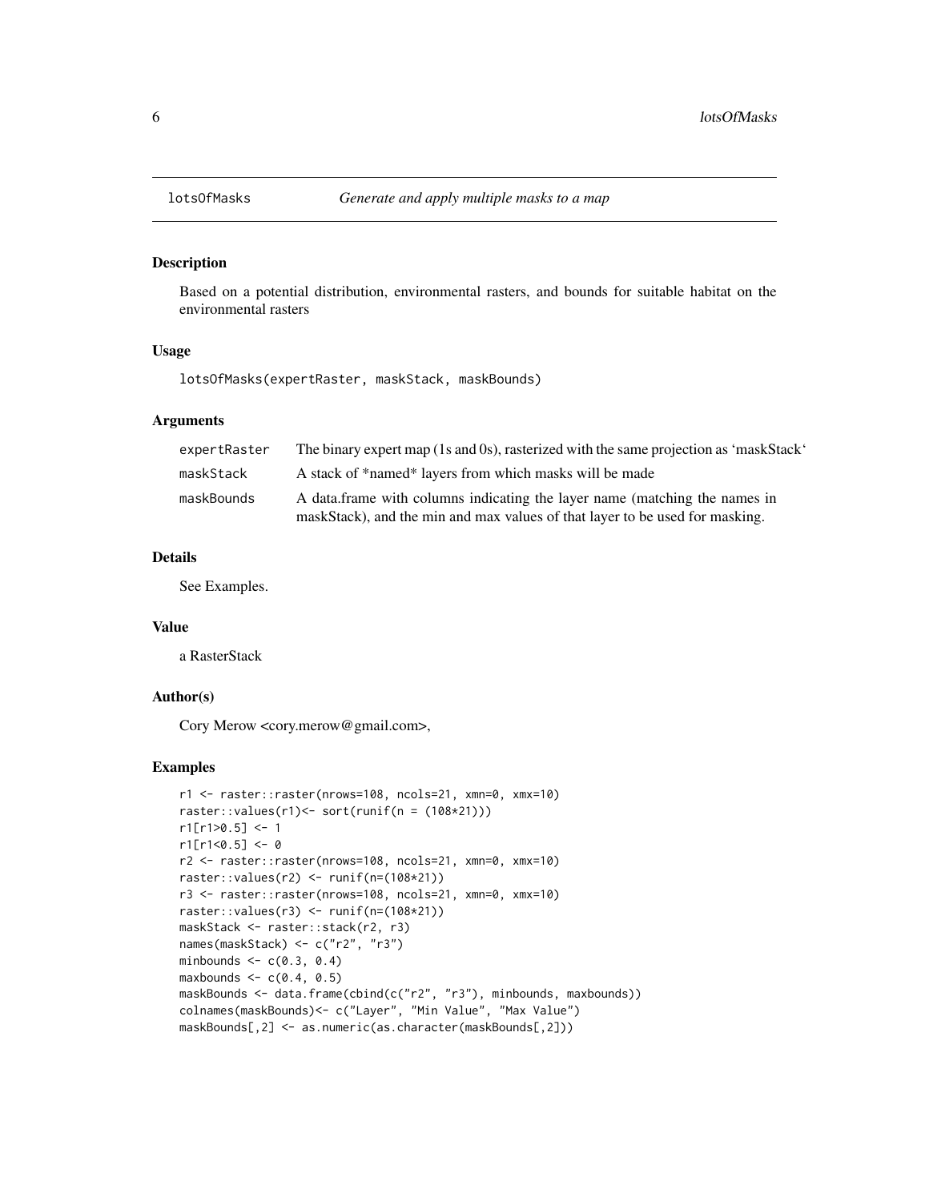# lotsOfMasks — *Generate and apply multiple masks to a map*

## Description

Based on a potential distribution, environmental rasters, and bounds for suitable habitat on the environmental rasters

## Usage

```
lotsOfMasks(expertRaster, maskStack, maskBounds)
```

## Arguments

| | |
|---|---|
| expertRaster | The binary expert map (1s and 0s), rasterized with the same projection as 'maskStack' |
| maskStack | A stack of *named* layers from which masks will be made |
| maskBounds | A data.frame with columns indicating the layer name (matching the names in maskStack), and the min and max values of that layer to be used for masking. |

## Details

See Examples.

## Value

a RasterStack

## Author(s)

Cory Merow <cory.merow@gmail.com>,

## Examples

```
r1 <- raster::raster(nrows=108, ncols=21, xmn=0, xmx=10)
raster::values(r1)<- sort(runif(n = (108*21)))
r1[r1>0.5] <- 1
r1[r1<0.5] <- 0
r2 <- raster::raster(nrows=108, ncols=21, xmn=0, xmx=10)
raster::values(r2) <- runif(n=(108*21))
r3 <- raster::raster(nrows=108, ncols=21, xmn=0, xmx=10)
raster::values(r3) <- runif(n=(108*21))
maskStack <- raster::stack(r2, r3)
names(maskStack) <- c("r2", "r3")
minbounds <- c(0.3, 0.4)
maxbounds <- c(0.4, 0.5)
maskBounds <- data.frame(cbind(c("r2", "r3"), minbounds, maxbounds))
colnames(maskBounds)<- c("Layer", "Min Value", "Max Value")
maskBounds[,2] <- as.numeric(as.character(maskBounds[,2]))
```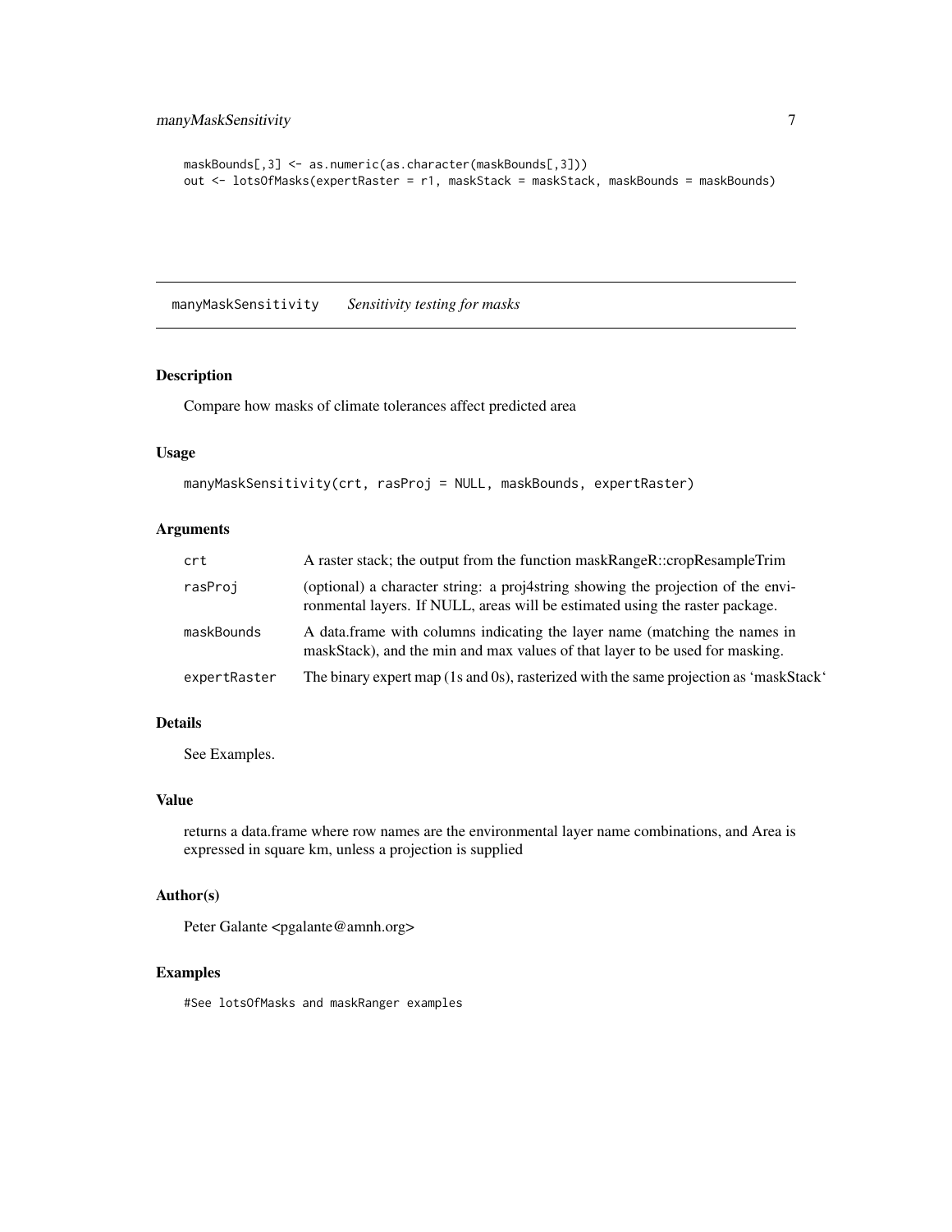```
maskBounds[,3] <- as.numeric(as.character(maskBounds[,3]))
out <- lotsOfMasks(expertRaster = r1, maskStack = maskStack, maskBounds = maskBounds)
```

## manyMaskSensitivity *Sensitivity testing for masks*

### Description

Compare how masks of climate tolerances affect predicted area

### Usage

```
manyMaskSensitivity(crt, rasProj = NULL, maskBounds, expertRaster)
```

### Arguments

| | |
|---|---|
| `crt` | A raster stack; the output from the function maskRangeR::cropResampleTrim |
| `rasProj` | (optional) a character string: a proj4string showing the projection of the environmental layers. If NULL, areas will be estimated using the raster package. |
| `maskBounds` | A data.frame with columns indicating the layer name (matching the names in maskStack), and the min and max values of that layer to be used for masking. |
| `expertRaster` | The binary expert map (1s and 0s), rasterized with the same projection as 'maskStack' |

### Details

See Examples.

### Value

returns a data.frame where row names are the environmental layer name combinations, and Area is expressed in square km, unless a projection is supplied

### Author(s)

Peter Galante <pgalante@amnh.org>

### Examples

```
#See lotsOfMasks and maskRanger examples
```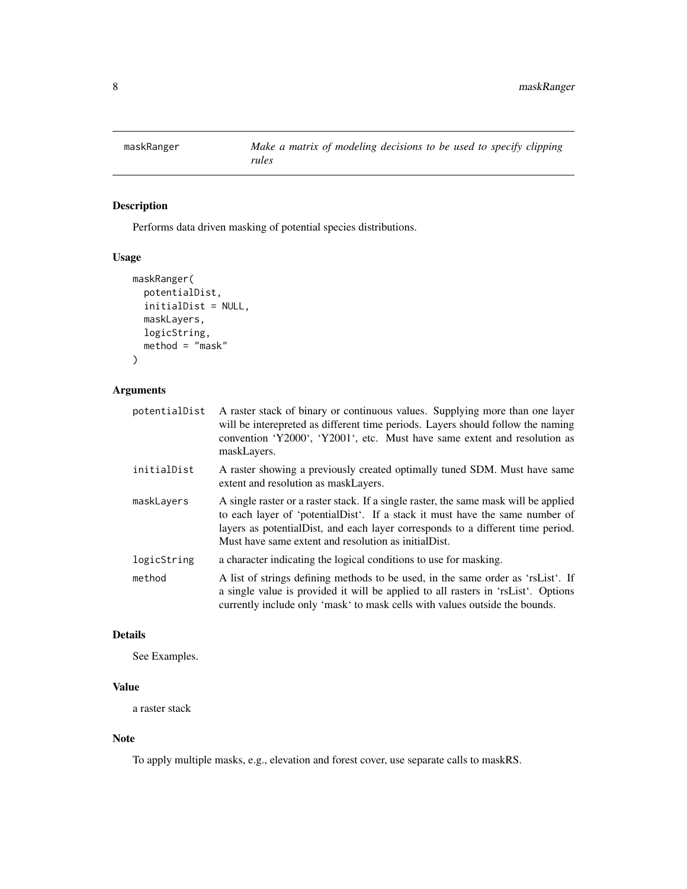## maskRanger — *Make a matrix of modeling decisions to be used to specify clipping rules*

### Description

Performs data driven masking of potential species distributions.

### Usage

```
maskRanger(
  potentialDist,
  initialDist = NULL,
  maskLayers,
  logicString,
  method = "mask"
)
```

### Arguments

| Argument | Description |
| --- | --- |
| potentialDist | A raster stack of binary or continuous values. Supplying more than one layer will be interepreted as different time periods. Layers should follow the naming convention 'Y2000', 'Y2001', etc. Must have same extent and resolution as maskLayers. |
| initialDist | A raster showing a previously created optimally tuned SDM. Must have same extent and resolution as maskLayers. |
| maskLayers | A single raster or a raster stack. If a single raster, the same mask will be applied to each layer of 'potentialDist'. If a stack it must have the same number of layers as potentialDist, and each layer corresponds to a different time period. Must have same extent and resolution as initialDist. |
| logicString | a character indicating the logical conditions to use for masking. |
| method | A list of strings defining methods to be used, in the same order as 'rsList'. If a single value is provided it will be applied to all rasters in 'rsList'. Options currently include only 'mask' to mask cells with values outside the bounds. |

### Details

See Examples.

### Value

a raster stack

### Note

To apply multiple masks, e.g., elevation and forest cover, use separate calls to maskRS.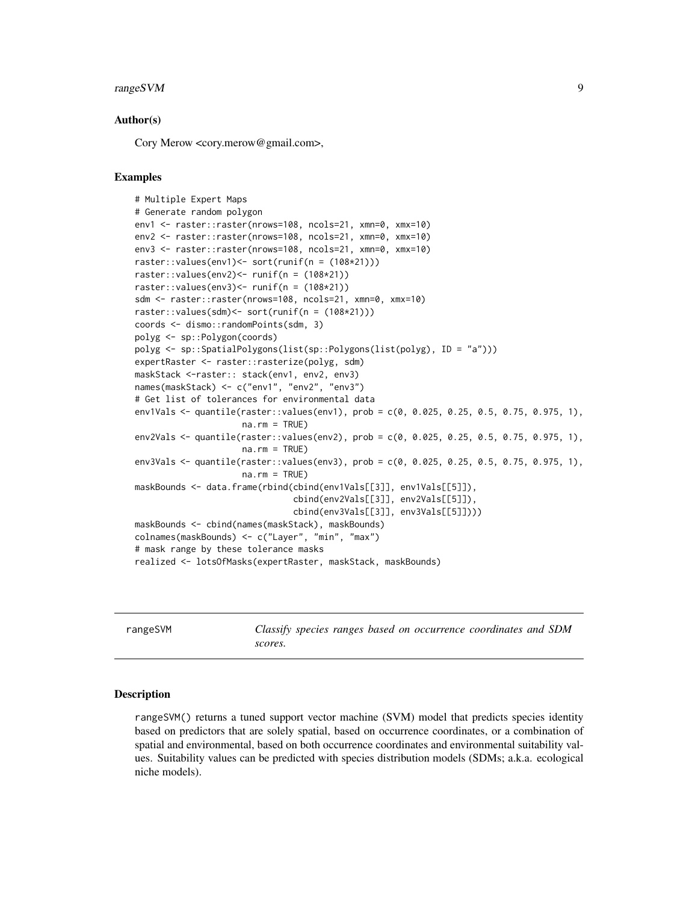### Author(s)

Cory Merow <cory.merow@gmail.com>,

### Examples

```
# Multiple Expert Maps
# Generate random polygon
env1 <- raster::raster(nrows=108, ncols=21, xmn=0, xmx=10)
env2 <- raster::raster(nrows=108, ncols=21, xmn=0, xmx=10)
env3 <- raster::raster(nrows=108, ncols=21, xmn=0, xmx=10)
raster::values(env1)<- sort(runif(n = (108*21)))
raster::values(env2)<- runif(n = (108*21))
raster::values(env3)<- runif(n = (108*21))
sdm <- raster::raster(nrows=108, ncols=21, xmn=0, xmx=10)
raster::values(sdm)<- sort(runif(n = (108*21)))
coords <- dismo::randomPoints(sdm, 3)
polyg <- sp::Polygon(coords)
polyg <- sp::SpatialPolygons(list(sp::Polygons(list(polyg), ID = "a")))
expertRaster <- raster::rasterize(polyg, sdm)
maskStack <-raster:: stack(env1, env2, env3)
names(maskStack) <- c("env1", "env2", "env3")
# Get list of tolerances for environmental data
env1Vals <- quantile(raster::values(env1), prob = c(0, 0.025, 0.25, 0.5, 0.75, 0.975, 1),
                     na.rm = TRUE)
env2Vals <- quantile(raster::values(env2), prob = c(0, 0.025, 0.25, 0.5, 0.75, 0.975, 1),
                     na.rm = TRUE)
env3Vals <- quantile(raster::values(env3), prob = c(0, 0.025, 0.25, 0.5, 0.75, 0.975, 1),
                     na.rm = TRUE)
maskBounds <- data.frame(rbind(cbind(env1Vals[[3]], env1Vals[[5]]),
                               cbind(env2Vals[[3]], env2Vals[[5]]),
                               cbind(env3Vals[[3]], env3Vals[[5]])))
maskBounds <- cbind(names(maskStack), maskBounds)
colnames(maskBounds) <- c("Layer", "min", "max")
# mask range by these tolerance masks
realized <- lotsOfMasks(expertRaster, maskStack, maskBounds)
```

---

## rangeSVM — *Classify species ranges based on occurrence coordinates and SDM scores.*

### Description

rangeSVM() returns a tuned support vector machine (SVM) model that predicts species identity based on predictors that are solely spatial, based on occurrence coordinates, or a combination of spatial and environmental, based on both occurrence coordinates and environmental suitability values. Suitability values can be predicted with species distribution models (SDMs; a.k.a. ecological niche models).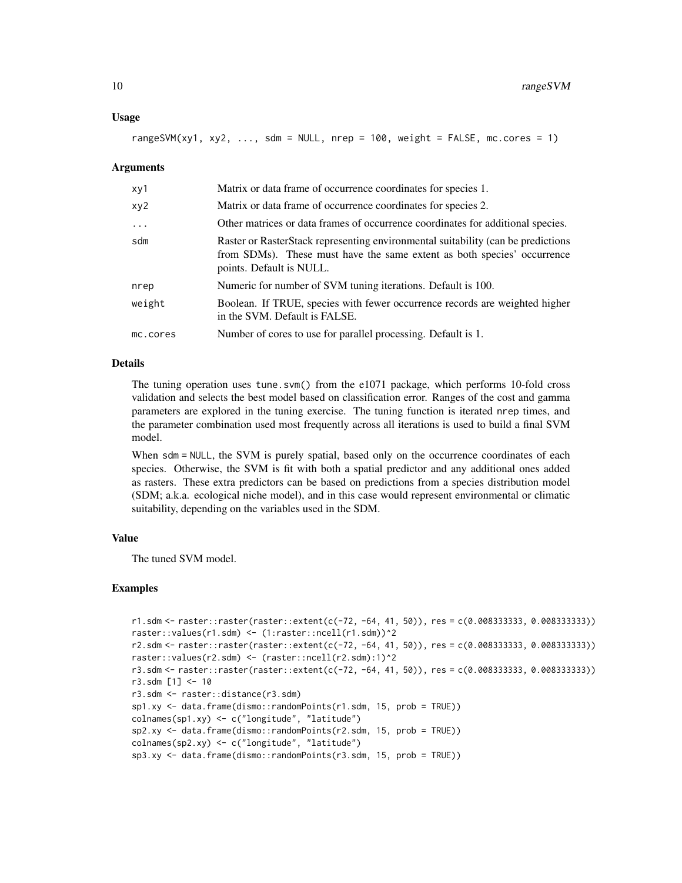## Usage

```
rangeSVM(xy1, xy2, ..., sdm = NULL, nrep = 100, weight = FALSE, mc.cores = 1)
```

## Arguments

| | |
|---|---|
| xy1 | Matrix or data frame of occurrence coordinates for species 1. |
| xy2 | Matrix or data frame of occurrence coordinates for species 2. |
| ... | Other matrices or data frames of occurrence coordinates for additional species. |
| sdm | Raster or RasterStack representing environmental suitability (can be predictions from SDMs). These must have the same extent as both species' occurrence points. Default is NULL. |
| nrep | Numeric for number of SVM tuning iterations. Default is 100. |
| weight | Boolean. If TRUE, species with fewer occurrence records are weighted higher in the SVM. Default is FALSE. |
| mc.cores | Number of cores to use for parallel processing. Default is 1. |

## Details

The tuning operation uses `tune.svm()` from the e1071 package, which performs 10-fold cross validation and selects the best model based on classification error. Ranges of the cost and gamma parameters are explored in the tuning exercise. The tuning function is iterated `nrep` times, and the parameter combination used most frequently across all iterations is used to build a final SVM model.

When `sdm = NULL`, the SVM is purely spatial, based only on the occurrence coordinates of each species. Otherwise, the SVM is fit with both a spatial predictor and any additional ones added as rasters. These extra predictors can be based on predictions from a species distribution model (SDM; a.k.a. ecological niche model), and in this case would represent environmental or climatic suitability, depending on the variables used in the SDM.

## Value

The tuned SVM model.

## Examples

```
r1.sdm <- raster::raster(raster::extent(c(-72, -64, 41, 50)), res = c(0.008333333, 0.008333333))
raster::values(r1.sdm) <- (1:raster::ncell(r1.sdm))^2
r2.sdm <- raster::raster(raster::extent(c(-72, -64, 41, 50)), res = c(0.008333333, 0.008333333))
raster::values(r2.sdm) <- (raster::ncell(r2.sdm):1)^2
r3.sdm <- raster::raster(raster::extent(c(-72, -64, 41, 50)), res = c(0.008333333, 0.008333333))
r3.sdm [1] <- 10
r3.sdm <- raster::distance(r3.sdm)
sp1.xy <- data.frame(dismo::randomPoints(r1.sdm, 15, prob = TRUE))
colnames(sp1.xy) <- c("longitude", "latitude")
sp2.xy <- data.frame(dismo::randomPoints(r2.sdm, 15, prob = TRUE))
colnames(sp2.xy) <- c("longitude", "latitude")
sp3.xy <- data.frame(dismo::randomPoints(r3.sdm, 15, prob = TRUE))
```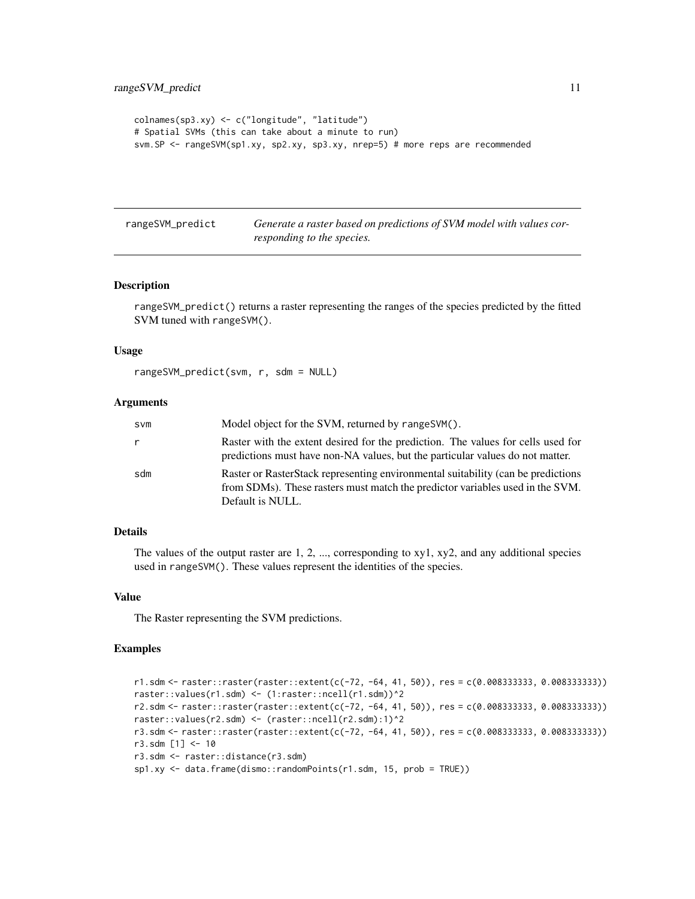```
colnames(sp3.xy) <- c("longitude", "latitude")
# Spatial SVMs (this can take about a minute to run)
svm.SP <- rangeSVM(sp1.xy, sp2.xy, sp3.xy, nrep=5) # more reps are recommended
```

## rangeSVM_predict

*Generate a raster based on predictions of SVM model with values corresponding to the species.*

### Description

rangeSVM_predict() returns a raster representing the ranges of the species predicted by the fitted SVM tuned with rangeSVM().

### Usage

```
rangeSVM_predict(svm, r, sdm = NULL)
```

### Arguments

| | |
|---|---|
| svm | Model object for the SVM, returned by rangeSVM(). |
| r | Raster with the extent desired for the prediction. The values for cells used for predictions must have non-NA values, but the particular values do not matter. |
| sdm | Raster or RasterStack representing environmental suitability (can be predictions from SDMs). These rasters must match the predictor variables used in the SVM. Default is NULL. |

### Details

The values of the output raster are 1, 2, ..., corresponding to xy1, xy2, and any additional species used in rangeSVM(). These values represent the identities of the species.

### Value

The Raster representing the SVM predictions.

### Examples

```
r1.sdm <- raster::raster(raster::extent(c(-72, -64, 41, 50)), res = c(0.008333333, 0.008333333))
raster::values(r1.sdm) <- (1:raster::ncell(r1.sdm))^2
r2.sdm <- raster::raster(raster::extent(c(-72, -64, 41, 50)), res = c(0.008333333, 0.008333333))
raster::values(r2.sdm) <- (raster::ncell(r2.sdm):1)^2
r3.sdm <- raster::raster(raster::extent(c(-72, -64, 41, 50)), res = c(0.008333333, 0.008333333))
r3.sdm [1] <- 10
r3.sdm <- raster::distance(r3.sdm)
sp1.xy <- data.frame(dismo::randomPoints(r1.sdm, 15, prob = TRUE))
```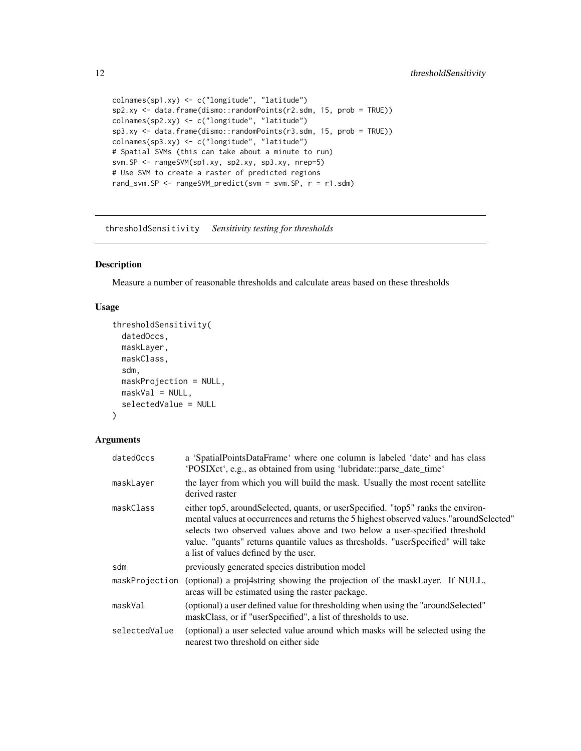```
colnames(sp1.xy) <- c("longitude", "latitude")
sp2.xy <- data.frame(dismo::randomPoints(r2.sdm, 15, prob = TRUE))
colnames(sp2.xy) <- c("longitude", "latitude")
sp3.xy <- data.frame(dismo::randomPoints(r3.sdm, 15, prob = TRUE))
colnames(sp3.xy) <- c("longitude", "latitude")
# Spatial SVMs (this can take about a minute to run)
svm.SP <- rangeSVM(sp1.xy, sp2.xy, sp3.xy, nrep=5)
# Use SVM to create a raster of predicted regions
rand_svm.SP <- rangeSVM_predict(svm = svm.SP, r = r1.sdm)
```

## thresholdSensitivity *Sensitivity testing for thresholds*

### Description

Measure a number of reasonable thresholds and calculate areas based on these thresholds

### Usage

```
thresholdSensitivity(
  datedOccs,
  maskLayer,
  maskClass,
  sdm,
  maskProjection = NULL,
  maskVal = NULL,
  selectedValue = NULL
)
```

### Arguments

| | |
|---|---|
| datedOccs | a 'SpatialPointsDataFrame' where one column is labeled 'date' and has class 'POSIXct', e.g., as obtained from using 'lubridate::parse_date_time' |
| maskLayer | the layer from which you will build the mask. Usually the most recent satellite derived raster |
| maskClass | either top5, aroundSelected, quants, or userSpecified. "top5" ranks the environmental values at occurrences and returns the 5 highest observed values."aroundSelected" selects two observed values above and two below a user-specified threshold value. "quants" returns quantile values as thresholds. "userSpecified" will take a list of values defined by the user. |
| sdm | previously generated species distribution model |
| maskProjection | (optional) a proj4string showing the projection of the maskLayer. If NULL, areas will be estimated using the raster package. |
| maskVal | (optional) a user defined value for thresholding when using the "aroundSelected" maskClass, or if "userSpecified", a list of thresholds to use. |
| selectedValue | (optional) a user selected value around which masks will be selected using the nearest two threshold on either side |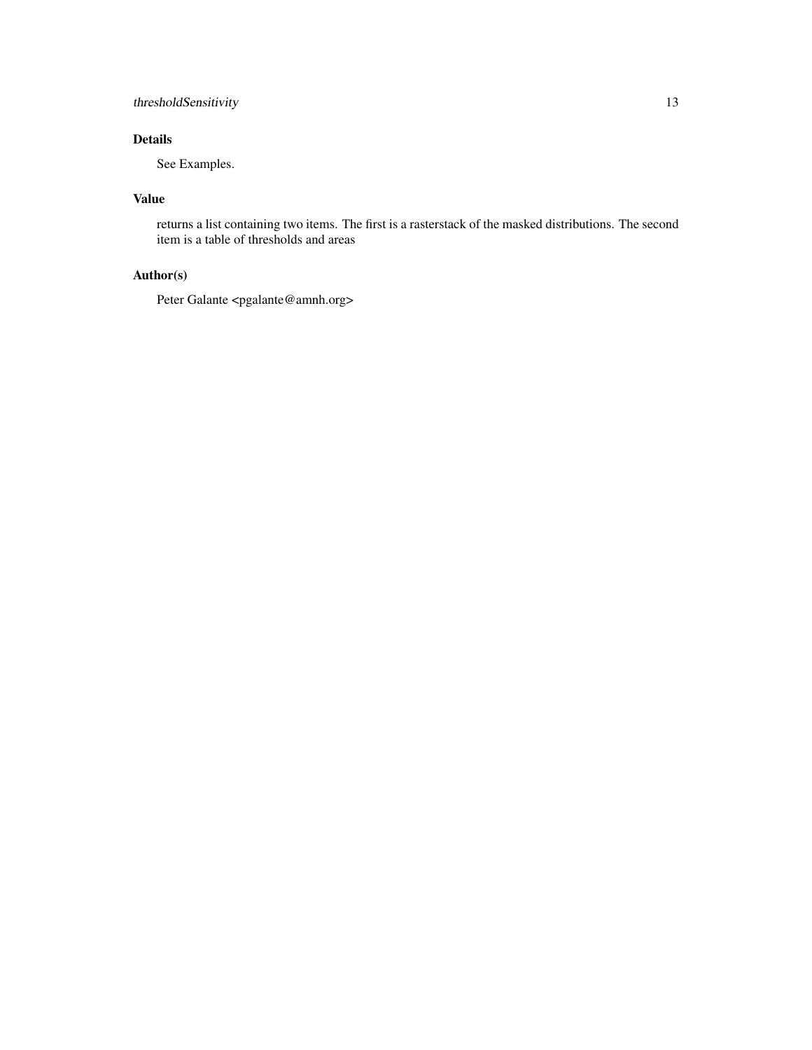## Details

See Examples.

## Value

returns a list containing two items. The first is a rasterstack of the masked distributions. The second item is a table of thresholds and areas

## Author(s)

Peter Galante <pgalante@amnh.org>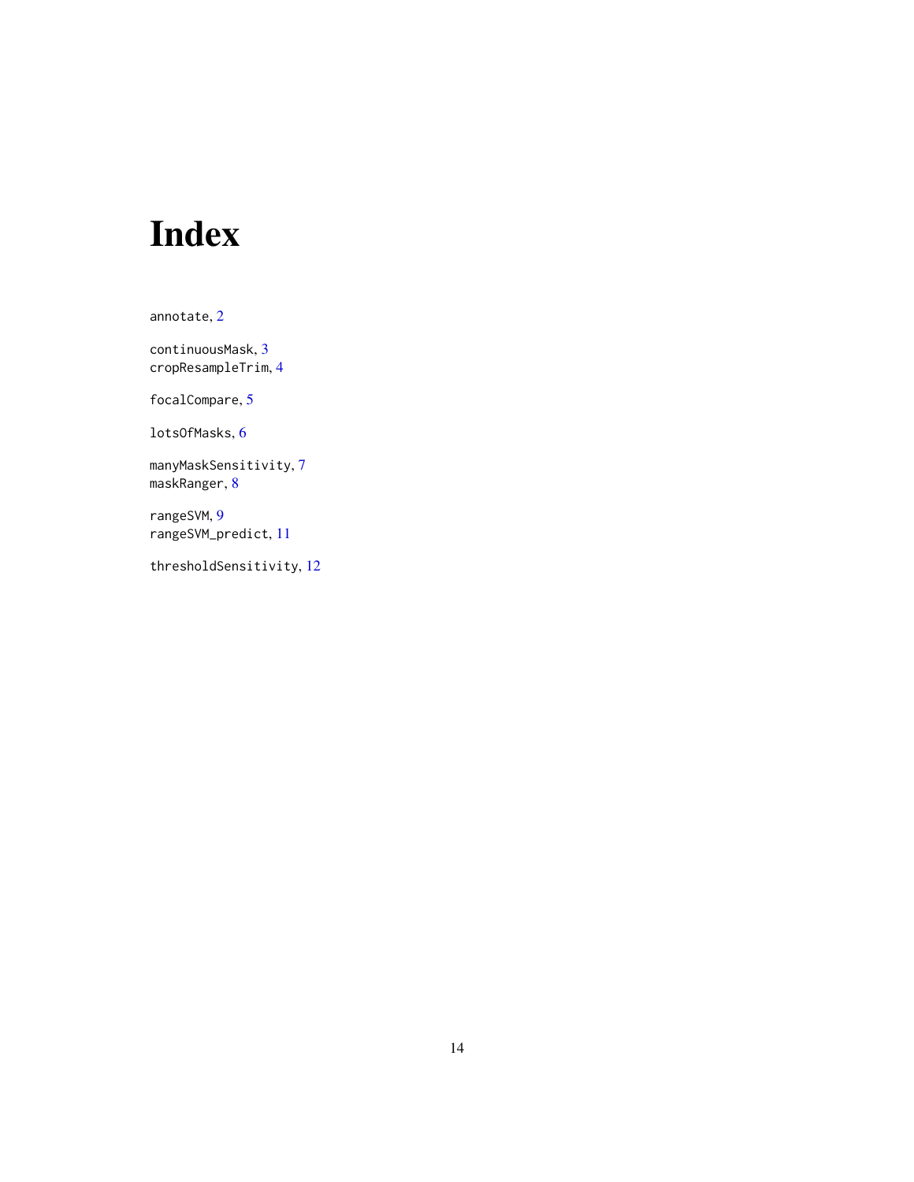# Index

annotate, 2

continuousMask, 3
cropResampleTrim, 4

focalCompare, 5

lotsOfMasks, 6

manyMaskSensitivity, 7
maskRanger, 8

rangeSVM, 9
rangeSVM_predict, 11

thresholdSensitivity, 12